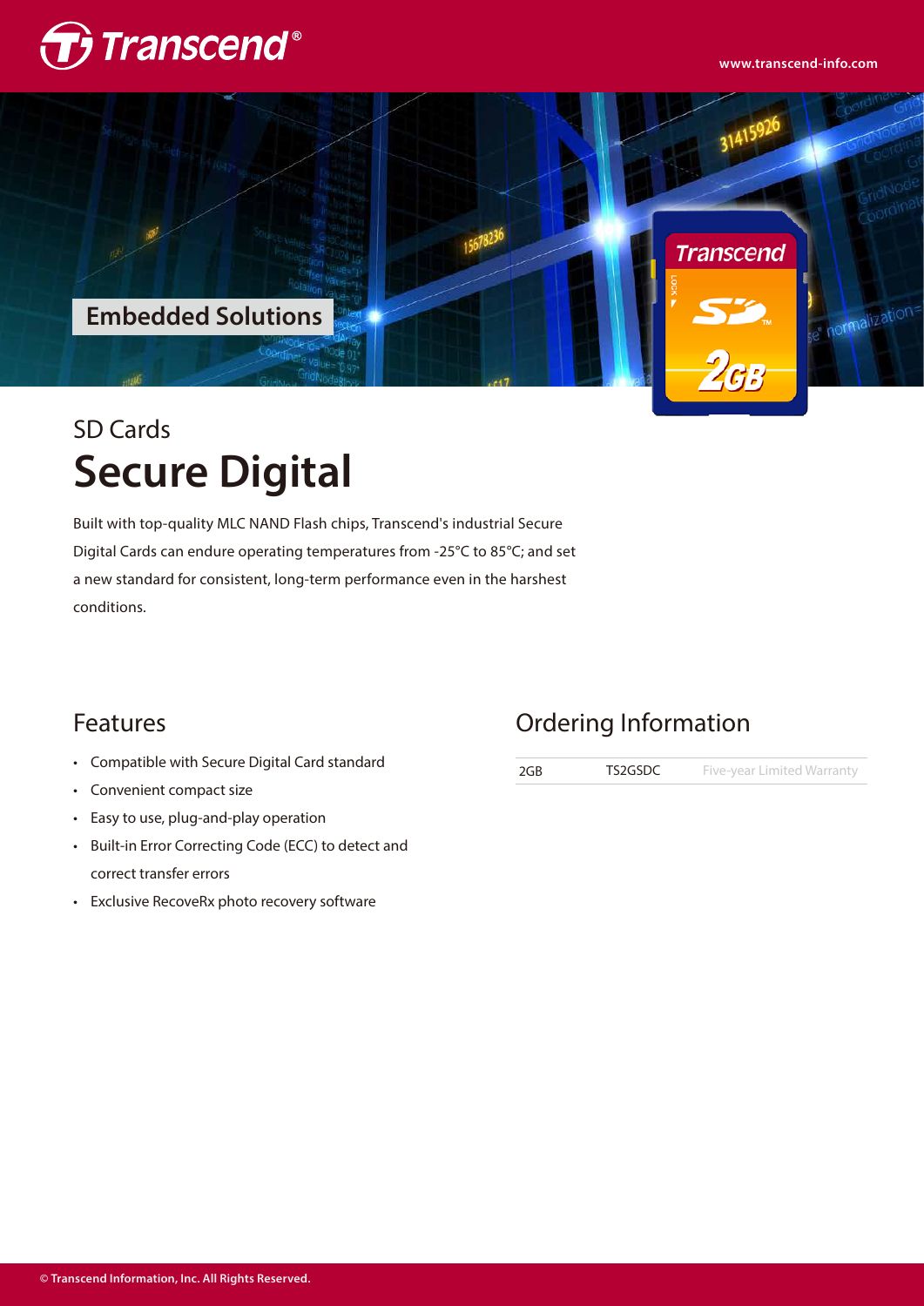Transcend®

www.transcend-info.com

Embedded Solutions

## SD Cards

# Secure Digital

Built with top-quality MLC NAND Flash chips, Transcend's industrial Secure Digital Cards can endure operating temperatures from -25°C to 85°C; and set a new standard for consistent, long-term performance even in the harshest conditions.

## Features

- Compatible with Secure Digital Card standard
- Convenient compact size
- Easy to use, plug-and-play operation
- Built-in Error Correcting Code (ECC) to detect and correct transfer errors
- Exclusive RecoveRx photo recovery software

## Ordering Information

| | | |
|---|---|---|
| 2GB | TS2GSDC | Five-year Limited Warranty |

© Transcend Information, Inc. All Rights Reserved.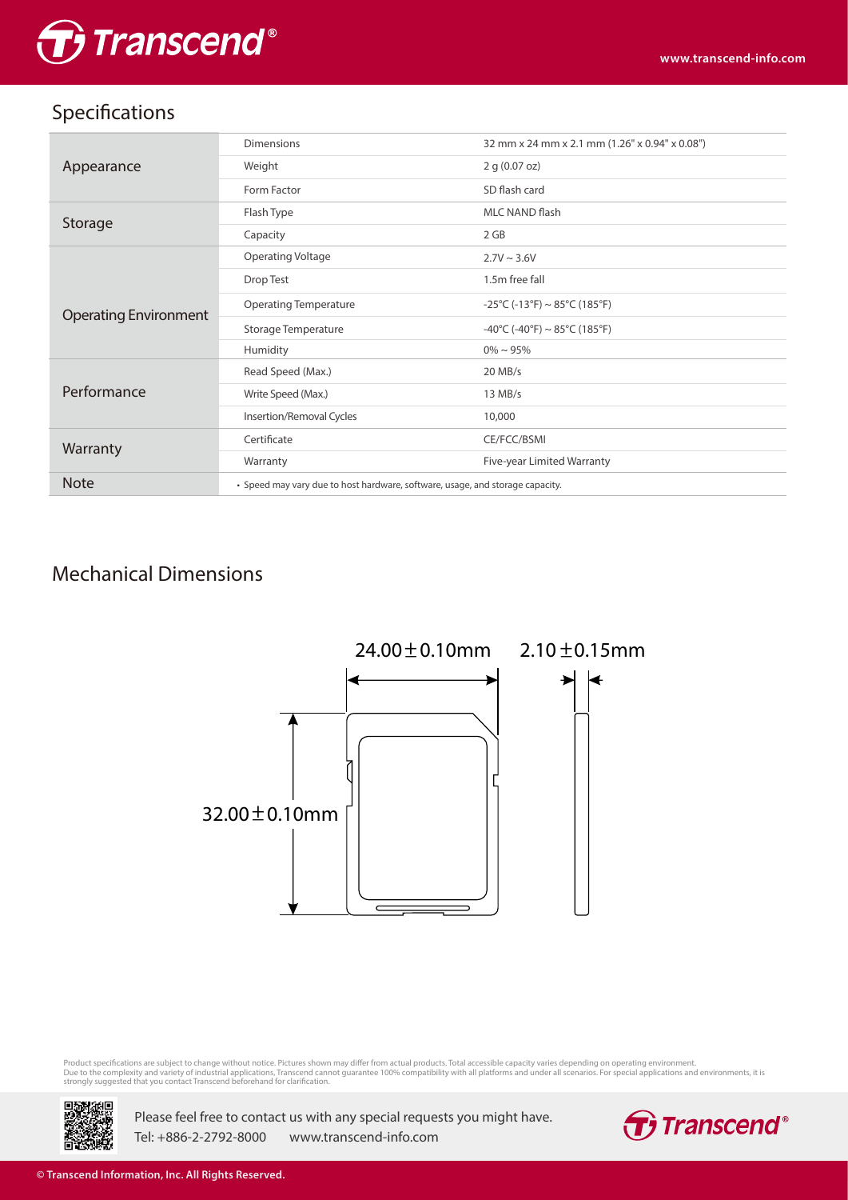## Specifications

| | | |
|---|---|---|
| Appearance | Dimensions | 32 mm x 24 mm x 2.1 mm (1.26" x 0.94" x 0.08") |
| | Weight | 2 g (0.07 oz) |
| | Form Factor | SD flash card |
| Storage | Flash Type | MLC NAND flash |
| | Capacity | 2 GB |
| Operating Environment | Operating Voltage | 2.7V ~ 3.6V |
| | Drop Test | 1.5m free fall |
| | Operating Temperature | -25°C (-13°F) ~ 85°C (185°F) |
| | Storage Temperature | -40°C (-40°F) ~ 85°C (185°F) |
| | Humidity | 0% ~ 95% |
| Performance | Read Speed (Max.) | 20 MB/s |
| | Write Speed (Max.) | 13 MB/s |
| | Insertion/Removal Cycles | 10,000 |
| Warranty | Certificate | CE/FCC/BSMI |
| | Warranty | Five-year Limited Warranty |
| Note | • Speed may vary due to host hardware, software, usage, and storage capacity. | |

## Mechanical Dimensions

24.00±0.10mm

2.10±0.15mm

32.00±0.10mm

Product specifications are subject to change without notice. Pictures shown may differ from actual products. Total accessible capacity varies depending on operating environment.
Due to the complexity and variety of industrial applications, Transcend cannot guarantee 100% compatibility with all platforms and under all scenarios. For special applications and environments, it is strongly suggested that you contact Transcend beforehand for clarification.

Please feel free to contact us with any special requests you might have.
Tel: +886-2-2792-8000 www.transcend-info.com

© Transcend Information, Inc. All Rights Reserved.